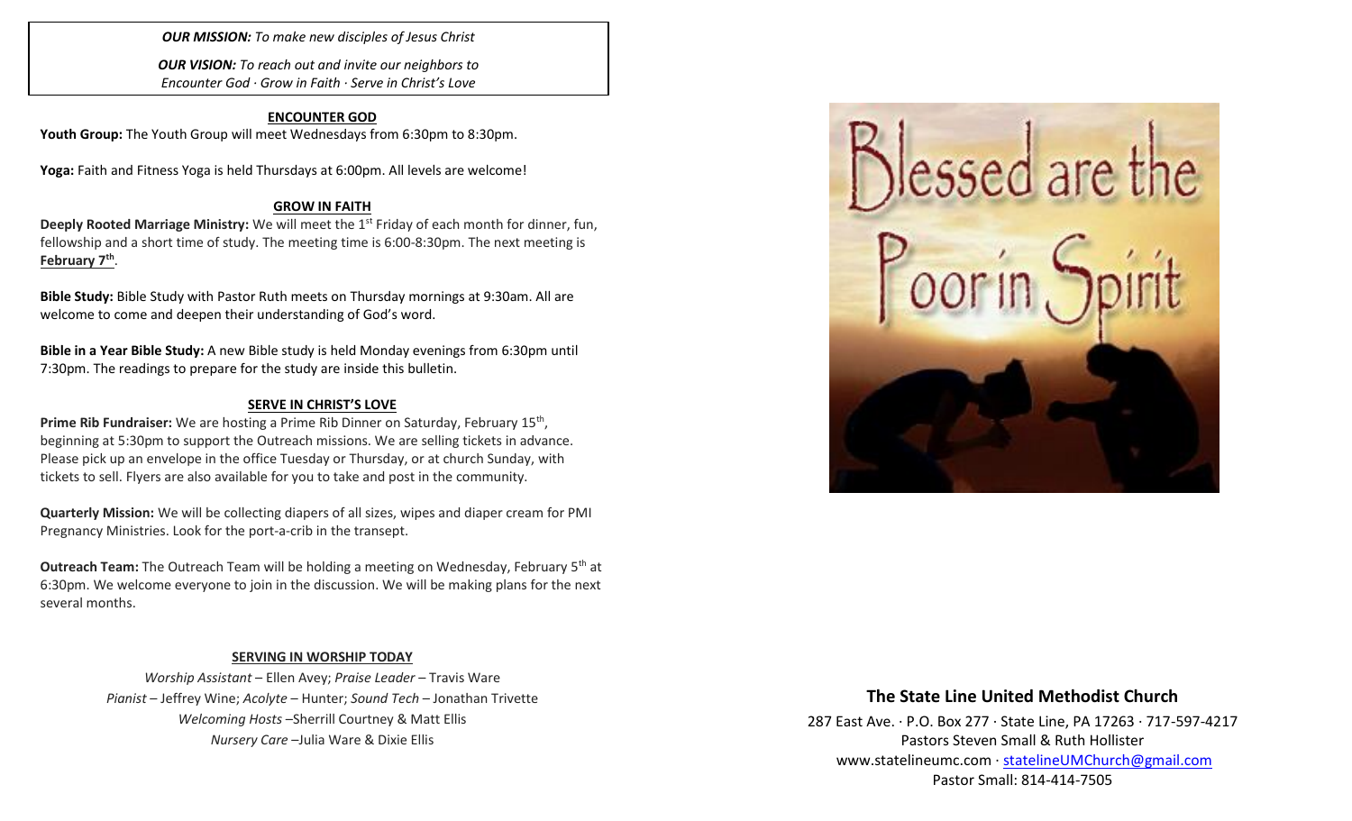***OUR MISSION:*** *To make new disciples of Jesus Christ*

***OUR VISION:*** *To reach out and invite our neighbors to Encounter God · Grow in Faith · Serve in Christ's Love*

## ENCOUNTER GOD

**Youth Group:** The Youth Group will meet Wednesdays from 6:30pm to 8:30pm.

**Yoga:** Faith and Fitness Yoga is held Thursdays at 6:00pm. All levels are welcome!

## GROW IN FAITH

**Deeply Rooted Marriage Ministry:** We will meet the 1st Friday of each month for dinner, fun, fellowship and a short time of study. The meeting time is 6:00-8:30pm. The next meeting is **February 7th**.

**Bible Study:** Bible Study with Pastor Ruth meets on Thursday mornings at 9:30am. All are welcome to come and deepen their understanding of God's word.

**Bible in a Year Bible Study:** A new Bible study is held Monday evenings from 6:30pm until 7:30pm. The readings to prepare for the study are inside this bulletin.

## SERVE IN CHRIST'S LOVE

**Prime Rib Fundraiser:** We are hosting a Prime Rib Dinner on Saturday, February 15th, beginning at 5:30pm to support the Outreach missions. We are selling tickets in advance. Please pick up an envelope in the office Tuesday or Thursday, or at church Sunday, with tickets to sell. Flyers are also available for you to take and post in the community.

**Quarterly Mission:** We will be collecting diapers of all sizes, wipes and diaper cream for PMI Pregnancy Ministries. Look for the port-a-crib in the transept.

**Outreach Team:** The Outreach Team will be holding a meeting on Wednesday, February 5th at 6:30pm. We welcome everyone to join in the discussion. We will be making plans for the next several months.

## SERVING IN WORSHIP TODAY

*Worship Assistant* – Ellen Avey; *Praise Leader* – Travis Ware
*Pianist* – Jeffrey Wine; *Acolyte* – Hunter; *Sound Tech* – Jonathan Trivette
*Welcoming Hosts* –Sherrill Courtney & Matt Ellis
*Nursery Care* –Julia Ware & Dixie Ellis

Blessed are the Poor in Spirit

## The State Line United Methodist Church

287 East Ave. · P.O. Box 277 · State Line, PA 17263 · 717-597-4217
Pastors Steven Small & Ruth Hollister
www.statelineumc.com · statelineUMChurch@gmail.com
Pastor Small: 814-414-7505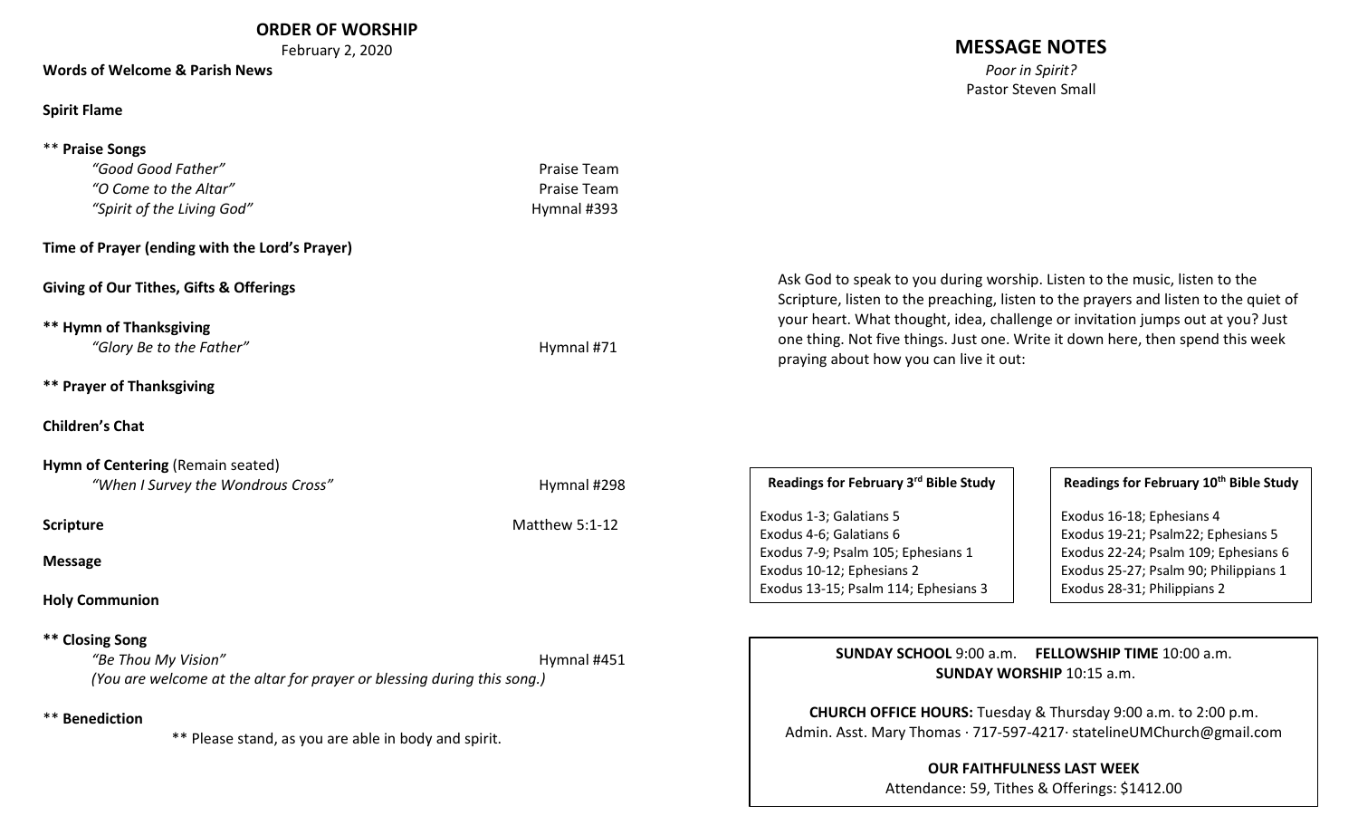## ORDER OF WORSHIP

February 2, 2020

**Words of Welcome & Parish News**

**Spirit Flame**

\*\* **Praise Songs**

*"Good Good Father"* — Praise Team
*"O Come to the Altar"* — Praise Team
*"Spirit of the Living God"* — Hymnal #393

**Time of Prayer (ending with the Lord's Prayer)**

**Giving of Our Tithes, Gifts & Offerings**

\*\* **Hymn of Thanksgiving**

*"Glory Be to the Father"* — Hymnal #71

\*\* **Prayer of Thanksgiving**

**Children's Chat**

**Hymn of Centering** (Remain seated)

*"When I Survey the Wondrous Cross"* — Hymnal #298

**Scripture** — Matthew 5:1-12

**Message**

**Holy Communion**

\*\* **Closing Song**

*"Be Thou My Vision"* — Hymnal #451
*(You are welcome at the altar for prayer or blessing during this song.)*

\*\* **Benediction**

\*\* Please stand, as you are able in body and spirit.

## MESSAGE NOTES

*Poor in Spirit?*
Pastor Steven Small

Ask God to speak to you during worship. Listen to the music, listen to the Scripture, listen to the preaching, listen to the prayers and listen to the quiet of your heart. What thought, idea, challenge or invitation jumps out at you? Just one thing. Not five things. Just one. Write it down here, then spend this week praying about how you can live it out:

**Readings for February 3rd Bible Study**

Exodus 1-3; Galatians 5
Exodus 4-6; Galatians 6
Exodus 7-9; Psalm 105; Ephesians 1
Exodus 10-12; Ephesians 2
Exodus 13-15; Psalm 114; Ephesians 3

**Readings for February 10th Bible Study**

Exodus 16-18; Ephesians 4
Exodus 19-21; Psalm22; Ephesians 5
Exodus 22-24; Psalm 109; Ephesians 6
Exodus 25-27; Psalm 90; Philippians 1
Exodus 28-31; Philippians 2

**SUNDAY SCHOOL** 9:00 a.m. **FELLOWSHIP TIME** 10:00 a.m.
**SUNDAY WORSHIP** 10:15 a.m.

**CHURCH OFFICE HOURS:** Tuesday & Thursday 9:00 a.m. to 2:00 p.m.
Admin. Asst. Mary Thomas · 717-597-4217· statelineUMChurch@gmail.com

**OUR FAITHFULNESS LAST WEEK**
Attendance: 59, Tithes & Offerings: $1412.00